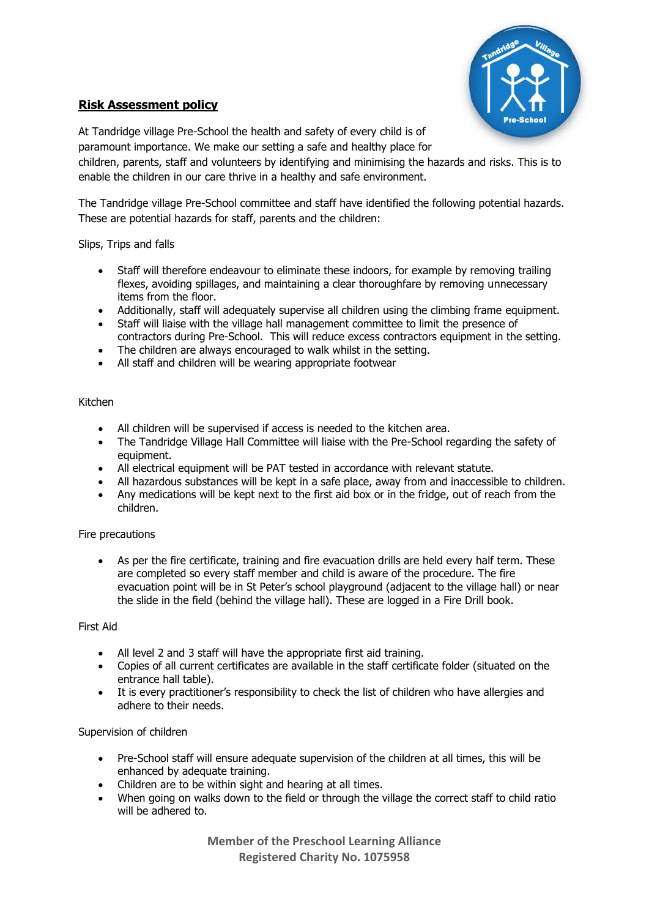# **Risk Assessment policy**

At Tandridge village Pre-School the health and safety of every child is of paramount importance. We make our setting a safe and healthy place for children, parents, staff and volunteers by identifying and minimising the hazards and risks. This is to enable the children in our care thrive in a healthy and safe environment.

The Tandridge village Pre-School committee and staff have identified the following potential hazards. These are potential hazards for staff, parents and the children:

Slips, Trips and falls

- Staff will therefore endeavour to eliminate these indoors, for example by removing trailing flexes, avoiding spillages, and maintaining a clear thoroughfare by removing unnecessary items from the floor.
- Additionally, staff will adequately supervise all children using the climbing frame equipment.
- Staff will liaise with the village hall management committee to limit the presence of contractors during Pre-School. This will reduce excess contractors equipment in the setting.
- The children are always encouraged to walk whilst in the setting.
- All staff and children will be wearing appropriate footwear

Kitchen

- All children will be supervised if access is needed to the kitchen area.
- The Tandridge Village Hall Committee will liaise with the Pre-School regarding the safety of equipment.
- All electrical equipment will be PAT tested in accordance with relevant statute.
- All hazardous substances will be kept in a safe place, away from and inaccessible to children.
- Any medications will be kept next to the first aid box or in the fridge, out of reach from the children.

Fire precautions

- As per the fire certificate, training and fire evacuation drills are held every half term. These are completed so every staff member and child is aware of the procedure. The fire evacuation point will be in St Peter's school playground (adjacent to the village hall) or near the slide in the field (behind the village hall). These are logged in a Fire Drill book.

First Aid

- All level 2 and 3 staff will have the appropriate first aid training.
- Copies of all current certificates are available in the staff certificate folder (situated on the entrance hall table).
- It is every practitioner's responsibility to check the list of children who have allergies and adhere to their needs.

Supervision of children

- Pre-School staff will ensure adequate supervision of the children at all times, this will be enhanced by adequate training.
- Children are to be within sight and hearing at all times.
- When going on walks down to the field or through the village the correct staff to child ratio will be adhered to.

**Member of the Preschool Learning Alliance**
**Registered Charity No. 1075958**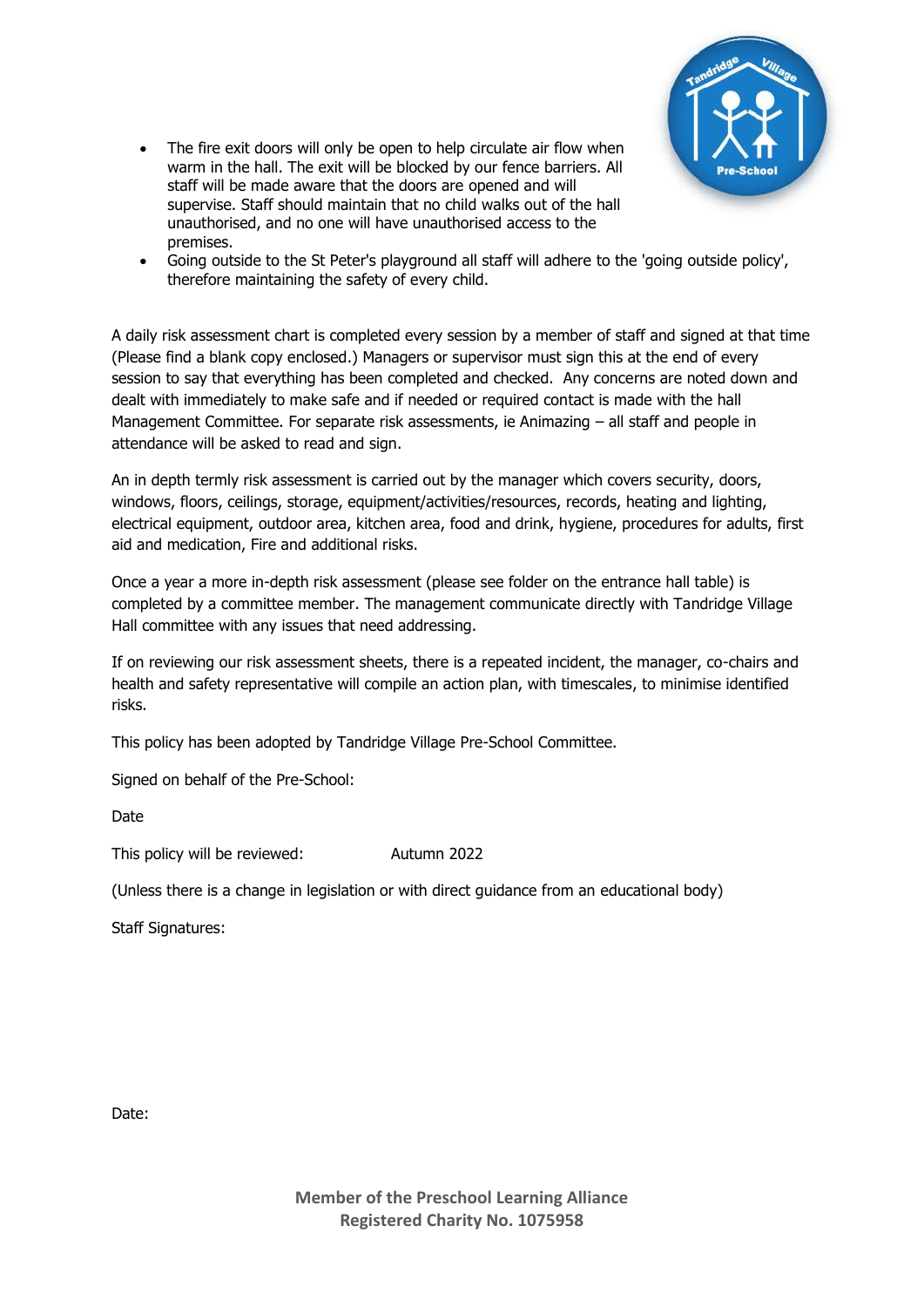- The fire exit doors will only be open to help circulate air flow when warm in the hall. The exit will be blocked by our fence barriers. All staff will be made aware that the doors are opened and will supervise. Staff should maintain that no child walks out of the hall unauthorised, and no one will have unauthorised access to the premises.
- Going outside to the St Peter's playground all staff will adhere to the 'going outside policy', therefore maintaining the safety of every child.

A daily risk assessment chart is completed every session by a member of staff and signed at that time (Please find a blank copy enclosed.) Managers or supervisor must sign this at the end of every session to say that everything has been completed and checked. Any concerns are noted down and dealt with immediately to make safe and if needed or required contact is made with the hall Management Committee. For separate risk assessments, ie Animazing – all staff and people in attendance will be asked to read and sign.

An in depth termly risk assessment is carried out by the manager which covers security, doors, windows, floors, ceilings, storage, equipment/activities/resources, records, heating and lighting, electrical equipment, outdoor area, kitchen area, food and drink, hygiene, procedures for adults, first aid and medication, Fire and additional risks.

Once a year a more in-depth risk assessment (please see folder on the entrance hall table) is completed by a committee member. The management communicate directly with Tandridge Village Hall committee with any issues that need addressing.

If on reviewing our risk assessment sheets, there is a repeated incident, the manager, co-chairs and health and safety representative will compile an action plan, with timescales, to minimise identified risks.

This policy has been adopted by Tandridge Village Pre-School Committee.

Signed on behalf of the Pre-School:

Date

This policy will be reviewed: Autumn 2022

(Unless there is a change in legislation or with direct guidance from an educational body)

Staff Signatures:

Date:

**Member of the Preschool Learning Alliance**
**Registered Charity No. 1075958**